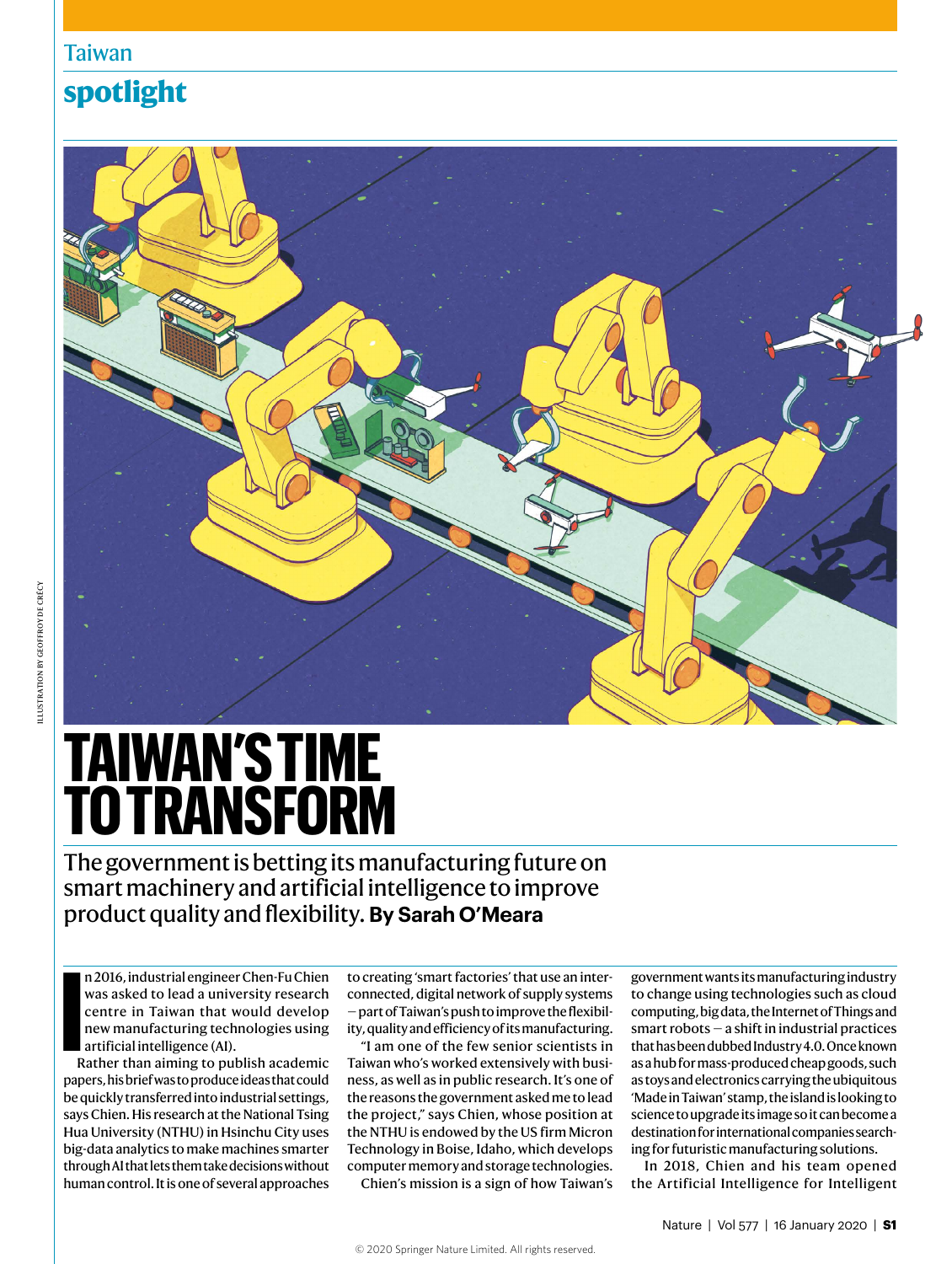Taiwan

**spotlight**

ILLUSTRATION BY GEOFFROY DE CRÉCY

# TAIWAN'S TIME TO TRANSFORM

The government is betting its manufacturing future on smart machinery and artificial intelligence to improve product quality and flexibility. **By Sarah O'Meara**

In 2016, industrial engineer Chen-Fu Chien was asked to lead a university research centre in Taiwan that would develop new manufacturing technologies using artificial intelligence (AI).

Rather than aiming to publish academic papers, his brief was to produce ideas that could be quickly transferred into industrial settings, says Chien. His research at the National Tsing Hua University (NTHU) in Hsinchu City uses big-data analytics to make machines smarter through AI that lets them take decisions without human control. It is one of several approaches to creating 'smart factories' that use an interconnected, digital network of supply systems — part of Taiwan's push to improve the flexibility, quality and efficiency of its manufacturing.

"I am one of the few senior scientists in Taiwan who's worked extensively with business, as well as in public research. It's one of the reasons the government asked me to lead the project," says Chien, whose position at the NTHU is endowed by the US firm Micron Technology in Boise, Idaho, which develops computer memory and storage technologies.

Chien's mission is a sign of how Taiwan's government wants its manufacturing industry to change using technologies such as cloud computing, big data, the Internet of Things and smart robots — a shift in industrial practices that has been dubbed Industry 4.0. Once known as a hub for mass-produced cheap goods, such as toys and electronics carrying the ubiquitous 'Made in Taiwan' stamp, the island is looking to science to upgrade its image so it can become a destination for international companies searching for futuristic manufacturing solutions.

In 2018, Chien and his team opened the Artificial Intelligence for Intelligent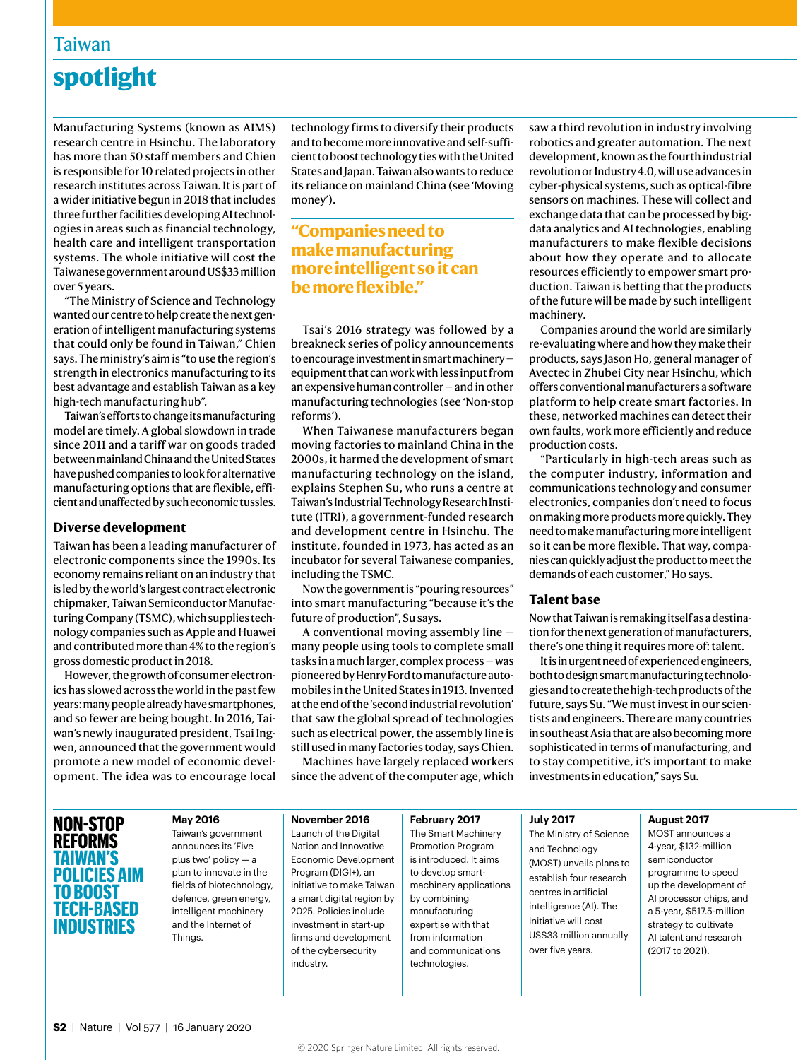Manufacturing Systems (known as AIMS) research centre in Hsinchu. The laboratory has more than 50 staff members and Chien is responsible for 10 related projects in other research institutes across Taiwan. It is part of a wider initiative begun in 2018 that includes three further facilities developing AI technologies in areas such as financial technology, health care and intelligent transportation systems. The whole initiative will cost the Taiwanese government around US$33 million over 5 years.

"The Ministry of Science and Technology wanted our centre to help create the next generation of intelligent manufacturing systems that could only be found in Taiwan," Chien says. The ministry's aim is "to use the region's strength in electronics manufacturing to its best advantage and establish Taiwan as a key high-tech manufacturing hub".

Taiwan's efforts to change its manufacturing model are timely. A global slowdown in trade since 2011 and a tariff war on goods traded between mainland China and the United States have pushed companies to look for alternative manufacturing options that are flexible, efficient and unaffected by such economic tussles.

## Diverse development

Taiwan has been a leading manufacturer of electronic components since the 1990s. Its economy remains reliant on an industry that is led by the world's largest contract electronic chipmaker, Taiwan Semiconductor Manufacturing Company (TSMC), which supplies technology companies such as Apple and Huawei and contributed more than 4% to the region's gross domestic product in 2018.

However, the growth of consumer electronics has slowed across the world in the past few years: many people already have smartphones, and so fewer are being bought. In 2016, Taiwan's newly inaugurated president, Tsai Ing-wen, announced that the government would promote a new model of economic development. The idea was to encourage local technology firms to diversify their products and to become more innovative and self-sufficient to boost technology ties with the United States and Japan. Taiwan also wants to reduce its reliance on mainland China (see 'Moving money').

> **"Companies need to make manufacturing more intelligent so it can be more flexible."**

Tsai's 2016 strategy was followed by a breakneck series of policy announcements to encourage investment in smart machinery — equipment that can work with less input from an expensive human controller — and in other manufacturing technologies (see 'Non-stop reforms').

When Taiwanese manufacturers began moving factories to mainland China in the 2000s, it harmed the development of smart manufacturing technology on the island, explains Stephen Su, who runs a centre at Taiwan's Industrial Technology Research Institute (ITRI), a government-funded research and development centre in Hsinchu. The institute, founded in 1973, has acted as an incubator for several Taiwanese companies, including the TSMC.

Now the government is "pouring resources" into smart manufacturing "because it's the future of production", Su says.

A conventional moving assembly line — many people using tools to complete small tasks in a much larger, complex process — was pioneered by Henry Ford to manufacture automobiles in the United States in 1913. Invented at the end of the 'second industrial revolution' that saw the global spread of technologies such as electrical power, the assembly line is still used in many factories today, says Chien.

Machines have largely replaced workers since the advent of the computer age, which saw a third revolution in industry involving robotics and greater automation. The next development, known as the fourth industrial revolution or Industry 4.0, will use advances in cyber-physical systems, such as optical-fibre sensors on machines. These will collect and exchange data that can be processed by big-data analytics and AI technologies, enabling manufacturers to make flexible decisions about how they operate and to allocate resources efficiently to empower smart production. Taiwan is betting that the products of the future will be made by such intelligent machinery.

Companies around the world are similarly re-evaluating where and how they make their products, says Jason Ho, general manager of Avectec in Zhubei City near Hsinchu, which offers conventional manufacturers a software platform to help create smart factories. In these, networked machines can detect their own faults, work more efficiently and reduce production costs.

"Particularly in high-tech areas such as the computer industry, information and communications technology and consumer electronics, companies don't need to focus on making more products more quickly. They need to make manufacturing more intelligent so it can be more flexible. That way, companies can quickly adjust the product to meet the demands of each customer," Ho says.

## Talent base

Now that Taiwan is remaking itself as a destination for the next generation of manufacturers, there's one thing it requires more of: talent.

It is in urgent need of experienced engineers, both to design smart manufacturing technologies and to create the high-tech products of the future, says Su. "We must invest in our scientists and engineers. There are many countries in southeast Asia that are also becoming more sophisticated in terms of manufacturing, and to stay competitive, it's important to make investments in education," says Su.

## NON-STOP REFORMS
### TAIWAN'S POLICIES AIM TO BOOST TECH-BASED INDUSTRIES

**May 2016**
Taiwan's government announces its 'Five plus two' policy — a plan to innovate in the fields of biotechnology, defence, green energy, intelligent machinery and the Internet of Things.

**November 2016**
Launch of the Digital Nation and Innovative Economic Development Program (DIGI+), an initiative to make Taiwan a smart digital region by 2025. Policies include investment in start-up firms and development of the cybersecurity industry.

**February 2017**
The Smart Machinery Promotion Program is introduced. It aims to develop smart-machinery applications by combining manufacturing expertise with that from information and communications technologies.

**July 2017**
The Ministry of Science and Technology (MOST) unveils plans to establish four research centres in artificial intelligence (AI). The initiative will cost US$33 million annually over five years.

**August 2017**
MOST announces a 4-year, $132-million semiconductor programme to speed up the development of AI processor chips, and a 5-year, $517.5-million strategy to cultivate AI talent and research (2017 to 2021).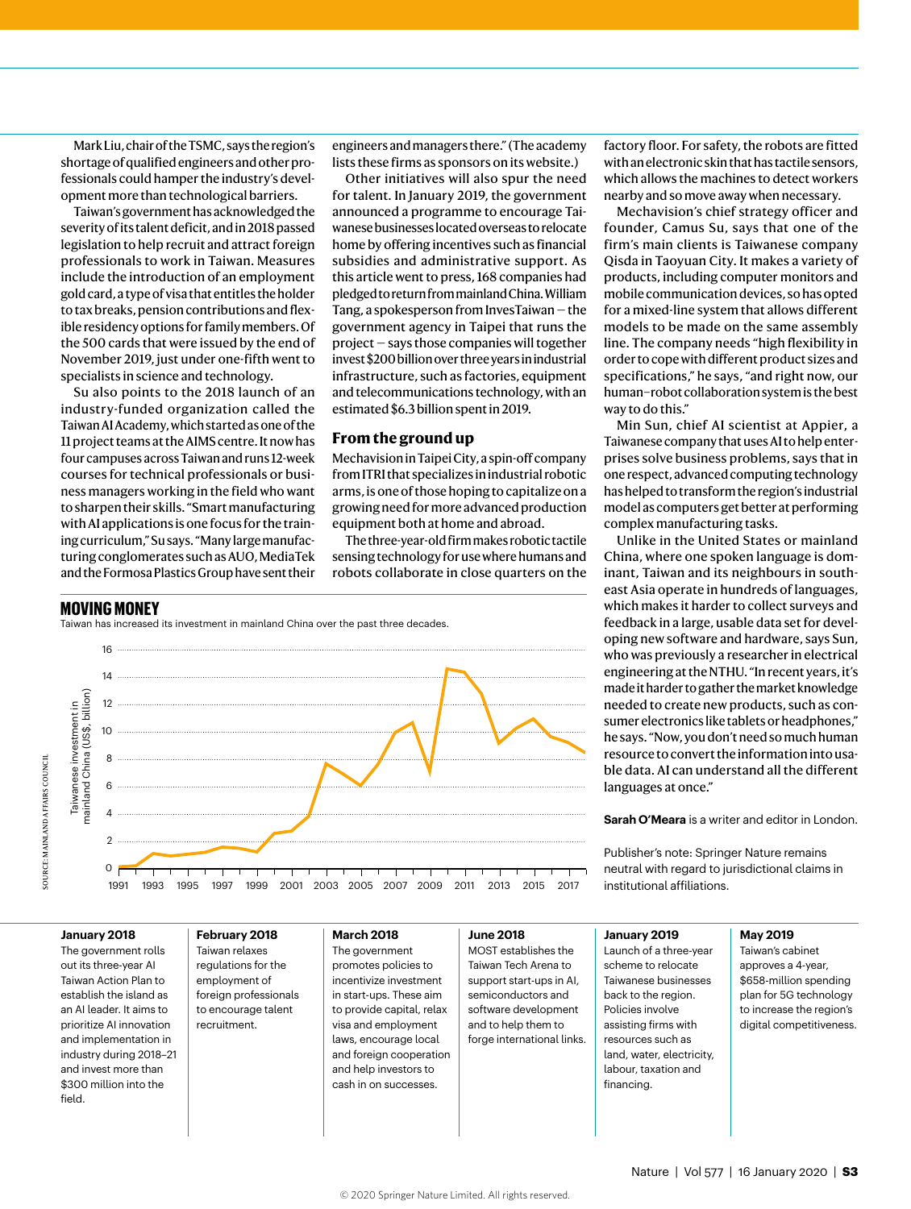Mark Liu, chair of the TSMC, says the region's shortage of qualified engineers and other professionals could hamper the industry's development more than technological barriers.

Taiwan's government has acknowledged the severity of its talent deficit, and in 2018 passed legislation to help recruit and attract foreign professionals to work in Taiwan. Measures include the introduction of an employment gold card, a type of visa that entitles the holder to tax breaks, pension contributions and flexible residency options for family members. Of the 500 cards that were issued by the end of November 2019, just under one-fifth went to specialists in science and technology.

Su also points to the 2018 launch of an industry-funded organization called the Taiwan AI Academy, which started as one of the 11 project teams at the AIMS centre. It now has four campuses across Taiwan and runs 12-week courses for technical professionals or business managers working in the field who want to sharpen their skills. "Smart manufacturing with AI applications is one focus for the training curriculum," Su says. "Many large manufacturing conglomerates such as AUO, MediaTek and the Formosa Plastics Group have sent their engineers and managers there." (The academy lists these firms as sponsors on its website.)

Other initiatives will also spur the need for talent. In January 2019, the government announced a programme to encourage Taiwanese businesses located overseas to relocate home by offering incentives such as financial subsidies and administrative support. As this article went to press, 168 companies had pledged to return from mainland China. William Tang, a spokesperson from InvesTaiwan – the government agency in Taipei that runs the project – says those companies will together invest $200 billion over three years in industrial infrastructure, such as factories, equipment and telecommunications technology, with an estimated $6.3 billion spent in 2019.

## From the ground up

Mechavision in Taipei City, a spin-off company from ITRI that specializes in industrial robotic arms, is one of those hoping to capitalize on a growing need for more advanced production equipment both at home and abroad.

The three-year-old firm makes robotic tactile sensing technology for use where humans and robots collaborate in close quarters on the factory floor. For safety, the robots are fitted with an electronic skin that has tactile sensors, which allows the machines to detect workers nearby and so move away when necessary.

Mechavision's chief strategy officer and founder, Camus Su, says that one of the firm's main clients is Taiwanese company Qisda in Taoyuan City. It makes a variety of products, including computer monitors and mobile communication devices, so has opted for a mixed-line system that allows different models to be made on the same assembly line. The company needs "high flexibility in order to cope with different product sizes and specifications," he says, "and right now, our human–robot collaboration system is the best way to do this."

Min Sun, chief AI scientist at Appier, a Taiwanese company that uses AI to help enterprises solve business problems, says that in one respect, advanced computing technology has helped to transform the region's industrial model as computers get better at performing complex manufacturing tasks.

Unlike in the United States or mainland China, where one spoken language is dominant, Taiwan and its neighbours in south-east Asia operate in hundreds of languages, which makes it harder to collect surveys and feedback in a large, usable data set for developing new software and hardware, says Sun, who was previously a researcher in electrical engineering at the NTHU. "In recent years, it's made it harder to gather the market knowledge needed to create new products, such as consumer electronics like tablets or headphones," he says. "Now, you don't need so much human resource to convert the information into usable data. AI can understand all the different languages at once."

**Sarah O'Meara** is a writer and editor in London.

Publisher's note: Springer Nature remains neutral with regard to jurisdictional claims in institutional affiliations.

## MOVING MONEY

Taiwan has increased its investment in mainland China over the past three decades.

Taiwanese investment in mainland China (US$, billion)

0, 2, 4, 6, 8, 10, 12, 14, 16

1991, 1993, 1995, 1997, 1999, 2001, 2003, 2005, 2007, 2009, 2011, 2013, 2015, 2017

SOURCE: MAINLAND AFFAIRS COUNCIL

**January 2018**
The government rolls out its three-year AI Taiwan Action Plan to establish the island as an AI leader. It aims to prioritize AI innovation and implementation in industry during 2018–21 and invest more than $300 million into the field.

**February 2018**
Taiwan relaxes regulations for the employment of foreign professionals to encourage talent recruitment.

**March 2018**
The government promotes policies to incentivize investment in start-ups. These aim to provide capital, relax visa and employment laws, encourage local and foreign cooperation and help investors to cash in on successes.

**June 2018**
MOST establishes the Taiwan Tech Arena to support start-ups in AI, semiconductors and software development and to help them to forge international links.

**January 2019**
Launch of a three-year scheme to relocate Taiwanese businesses back to the region. Policies involve assisting firms with resources such as land, water, electricity, labour, taxation and financing.

**May 2019**
Taiwan's cabinet approves a 4-year, $658-million spending plan for 5G technology to increase the region's digital competitiveness.